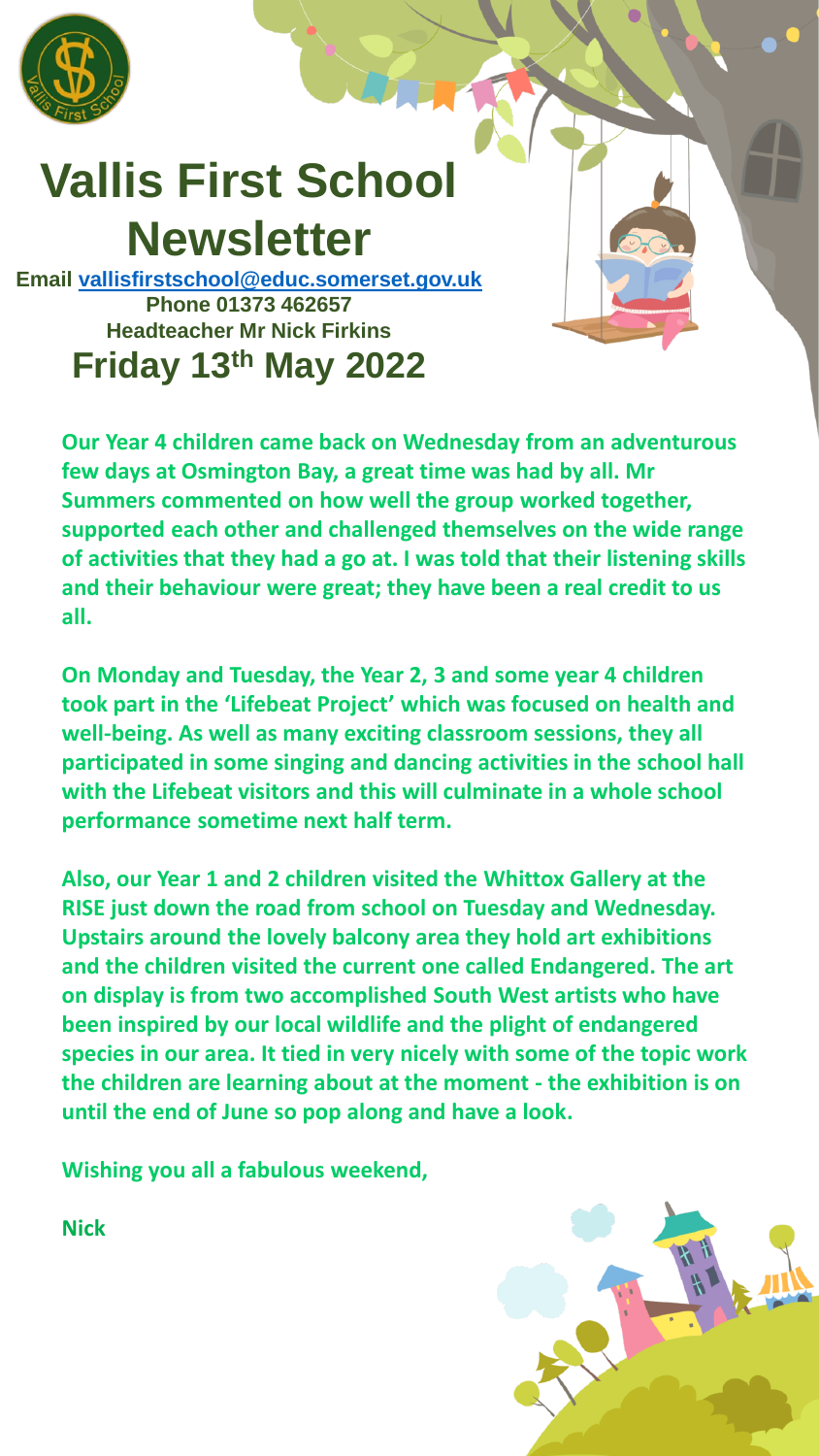# Vallis First School Newsletter

**Email vallisfirstschool@educ.somerset.gov.uk**
**Phone 01373 462657**
**Headteacher Mr Nick Firkins**

## Friday 13th May 2022

**Our Year 4 children came back on Wednesday from an adventurous few days at Osmington Bay, a great time was had by all. Mr Summers commented on how well the group worked together, supported each other and challenged themselves on the wide range of activities that they had a go at. I was told that their listening skills and their behaviour were great; they have been a real credit to us all.**

**On Monday and Tuesday, the Year 2, 3 and some year 4 children took part in the 'Lifebeat Project' which was focused on health and well-being. As well as many exciting classroom sessions, they all participated in some singing and dancing activities in the school hall with the Lifebeat visitors and this will culminate in a whole school performance sometime next half term.**

**Also, our Year 1 and 2 children visited the Whittox Gallery at the RISE just down the road from school on Tuesday and Wednesday. Upstairs around the lovely balcony area they hold art exhibitions and the children visited the current one called Endangered. The art on display is from two accomplished South West artists who have been inspired by our local wildlife and the plight of endangered species in our area. It tied in very nicely with some of the topic work the children are learning about at the moment - the exhibition is on until the end of June so pop along and have a look.**

**Wishing you all a fabulous weekend,**

**Nick**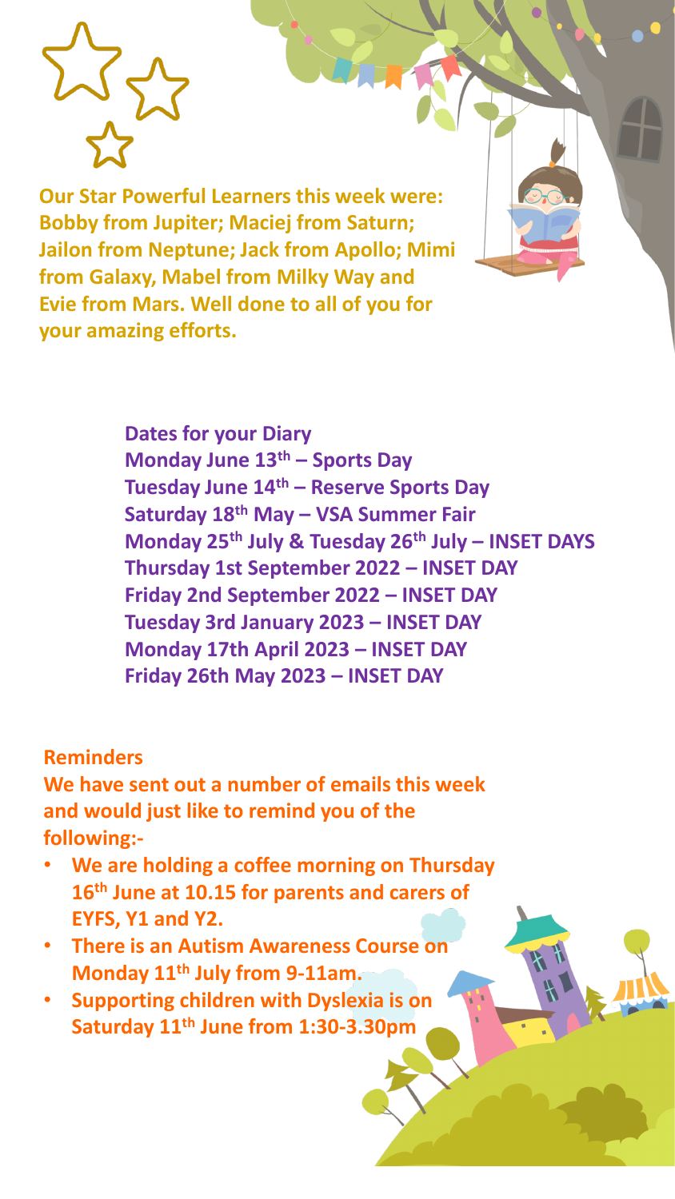**Our Star Powerful Learners this week were: Bobby from Jupiter; Maciej from Saturn; Jailon from Neptune; Jack from Apollo; Mimi from Galaxy, Mabel from Milky Way and Evie from Mars. Well done to all of you for your amazing efforts.**

**Dates for your Diary**
**Monday June 13th – Sports Day**
**Tuesday June 14th – Reserve Sports Day**
**Saturday 18th May – VSA Summer Fair**
**Monday 25th July & Tuesday 26th July – INSET DAYS**
**Thursday 1st September 2022 – INSET DAY**
**Friday 2nd September 2022 – INSET DAY**
**Tuesday 3rd January 2023 – INSET DAY**
**Monday 17th April 2023 – INSET DAY**
**Friday 26th May 2023 – INSET DAY**

**Reminders**

**We have sent out a number of emails this week and would just like to remind you of the following:-**

- **We are holding a coffee morning on Thursday 16th June at 10.15 for parents and carers of EYFS, Y1 and Y2.**
- **There is an Autism Awareness Course on Monday 11th July from 9-11am.**
- **Supporting children with Dyslexia is on Saturday 11th June from 1:30-3.30pm**